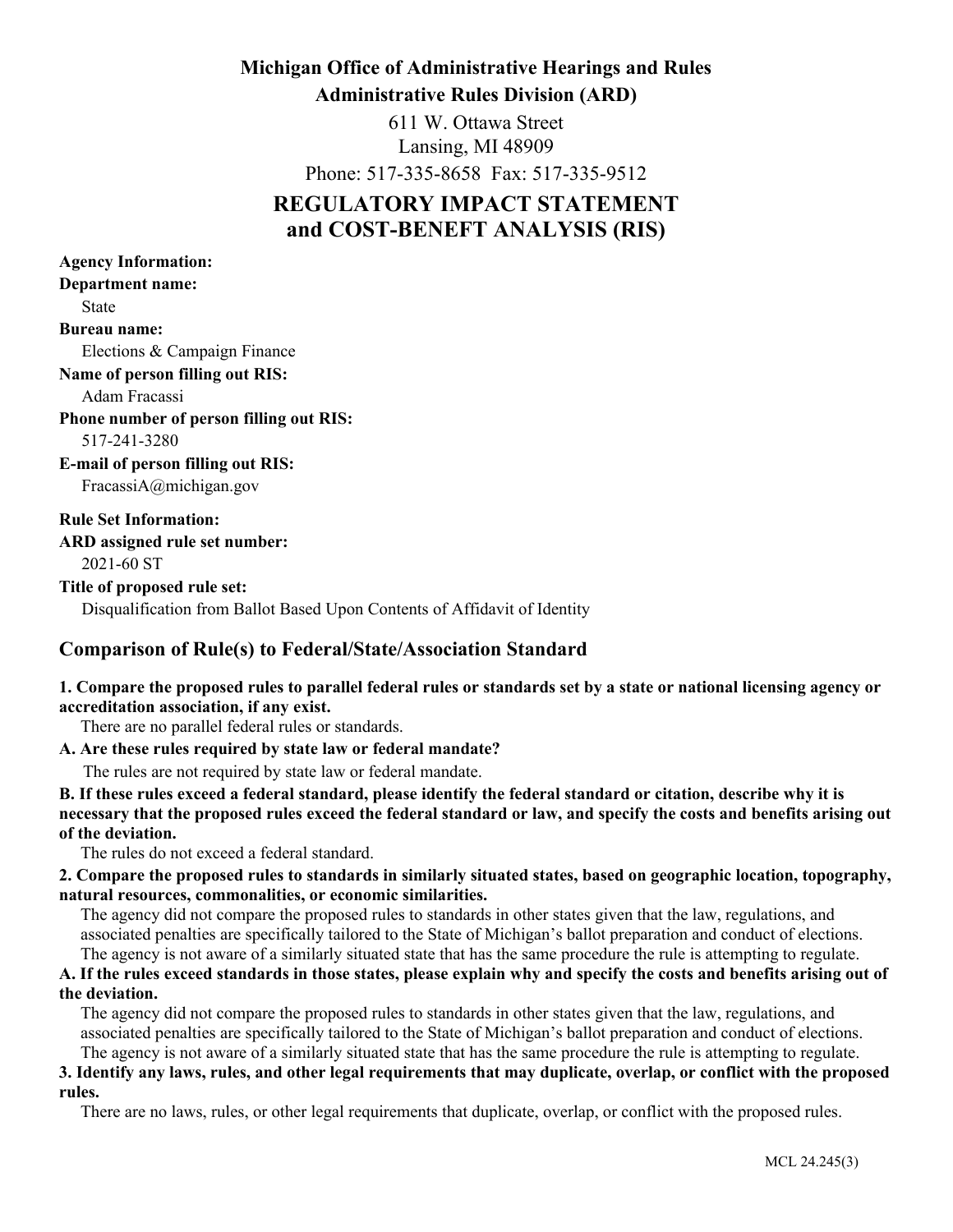**Michigan Office of Administrative Hearings and Rules**

**Administrative Rules Division (ARD)**

611 W. Ottawa Street
Lansing, MI 48909
Phone: 517-335-8658 Fax: 517-335-9512

# REGULATORY IMPACT STATEMENT and COST-BENEFT ANALYSIS (RIS)

**Agency Information:**

**Department name:**

State

**Bureau name:**

Elections & Campaign Finance

**Name of person filling out RIS:**

Adam Fracassi

**Phone number of person filling out RIS:**

517-241-3280

**E-mail of person filling out RIS:**

FracassiA@michigan.gov

**Rule Set Information:**

**ARD assigned rule set number:**

2021-60 ST

**Title of proposed rule set:**

Disqualification from Ballot Based Upon Contents of Affidavit of Identity

## Comparison of Rule(s) to Federal/State/Association Standard

**1. Compare the proposed rules to parallel federal rules or standards set by a state or national licensing agency or accreditation association, if any exist.**

There are no parallel federal rules or standards.

**A. Are these rules required by state law or federal mandate?**

The rules are not required by state law or federal mandate.

**B. If these rules exceed a federal standard, please identify the federal standard or citation, describe why it is necessary that the proposed rules exceed the federal standard or law, and specify the costs and benefits arising out of the deviation.**

The rules do not exceed a federal standard.

**2. Compare the proposed rules to standards in similarly situated states, based on geographic location, topography, natural resources, commonalities, or economic similarities.**

The agency did not compare the proposed rules to standards in other states given that the law, regulations, and associated penalties are specifically tailored to the State of Michigan's ballot preparation and conduct of elections. The agency is not aware of a similarly situated state that has the same procedure the rule is attempting to regulate.

**A. If the rules exceed standards in those states, please explain why and specify the costs and benefits arising out of the deviation.**

The agency did not compare the proposed rules to standards in other states given that the law, regulations, and associated penalties are specifically tailored to the State of Michigan's ballot preparation and conduct of elections. The agency is not aware of a similarly situated state that has the same procedure the rule is attempting to regulate.

**3. Identify any laws, rules, and other legal requirements that may duplicate, overlap, or conflict with the proposed rules.**

There are no laws, rules, or other legal requirements that duplicate, overlap, or conflict with the proposed rules.

MCL 24.245(3)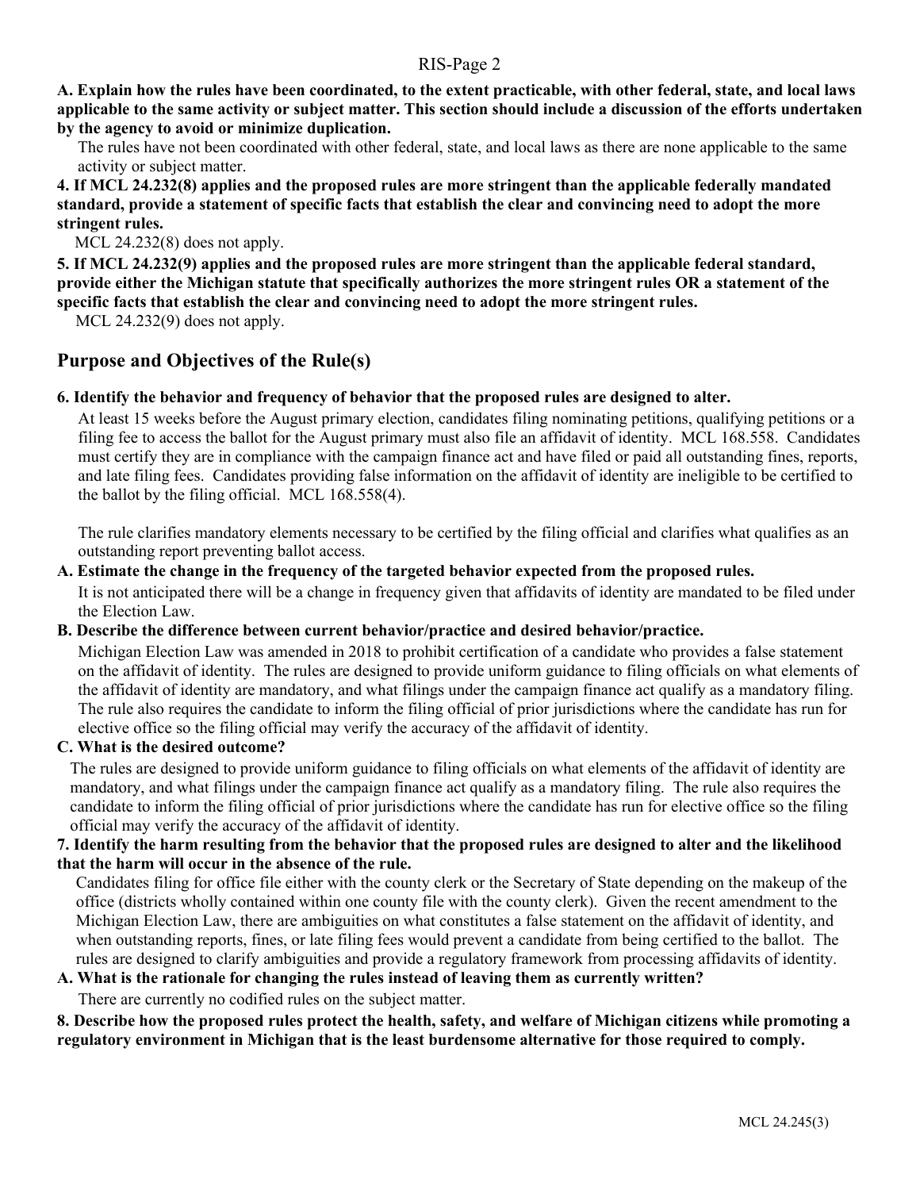**A. Explain how the rules have been coordinated, to the extent practicable, with other federal, state, and local laws applicable to the same activity or subject matter. This section should include a discussion of the efforts undertaken by the agency to avoid or minimize duplication.**

The rules have not been coordinated with other federal, state, and local laws as there are none applicable to the same activity or subject matter.

**4. If MCL 24.232(8) applies and the proposed rules are more stringent than the applicable federally mandated standard, provide a statement of specific facts that establish the clear and convincing need to adopt the more stringent rules.**

MCL 24.232(8) does not apply.

**5. If MCL 24.232(9) applies and the proposed rules are more stringent than the applicable federal standard, provide either the Michigan statute that specifically authorizes the more stringent rules OR a statement of the specific facts that establish the clear and convincing need to adopt the more stringent rules.**

MCL 24.232(9) does not apply.

## Purpose and Objectives of the Rule(s)

**6. Identify the behavior and frequency of behavior that the proposed rules are designed to alter.**

At least 15 weeks before the August primary election, candidates filing nominating petitions, qualifying petitions or a filing fee to access the ballot for the August primary must also file an affidavit of identity. MCL 168.558. Candidates must certify they are in compliance with the campaign finance act and have filed or paid all outstanding fines, reports, and late filing fees. Candidates providing false information on the affidavit of identity are ineligible to be certified to the ballot by the filing official. MCL 168.558(4).

The rule clarifies mandatory elements necessary to be certified by the filing official and clarifies what qualifies as an outstanding report preventing ballot access.

**A. Estimate the change in the frequency of the targeted behavior expected from the proposed rules.**

It is not anticipated there will be a change in frequency given that affidavits of identity are mandated to be filed under the Election Law.

**B. Describe the difference between current behavior/practice and desired behavior/practice.**

Michigan Election Law was amended in 2018 to prohibit certification of a candidate who provides a false statement on the affidavit of identity. The rules are designed to provide uniform guidance to filing officials on what elements of the affidavit of identity are mandatory, and what filings under the campaign finance act qualify as a mandatory filing. The rule also requires the candidate to inform the filing official of prior jurisdictions where the candidate has run for elective office so the filing official may verify the accuracy of the affidavit of identity.

**C. What is the desired outcome?**

The rules are designed to provide uniform guidance to filing officials on what elements of the affidavit of identity are mandatory, and what filings under the campaign finance act qualify as a mandatory filing. The rule also requires the candidate to inform the filing official of prior jurisdictions where the candidate has run for elective office so the filing official may verify the accuracy of the affidavit of identity.

**7. Identify the harm resulting from the behavior that the proposed rules are designed to alter and the likelihood that the harm will occur in the absence of the rule.**

Candidates filing for office file either with the county clerk or the Secretary of State depending on the makeup of the office (districts wholly contained within one county file with the county clerk). Given the recent amendment to the Michigan Election Law, there are ambiguities on what constitutes a false statement on the affidavit of identity, and when outstanding reports, fines, or late filing fees would prevent a candidate from being certified to the ballot. The rules are designed to clarify ambiguities and provide a regulatory framework from processing affidavits of identity.

**A. What is the rationale for changing the rules instead of leaving them as currently written?**

There are currently no codified rules on the subject matter.

**8. Describe how the proposed rules protect the health, safety, and welfare of Michigan citizens while promoting a regulatory environment in Michigan that is the least burdensome alternative for those required to comply.**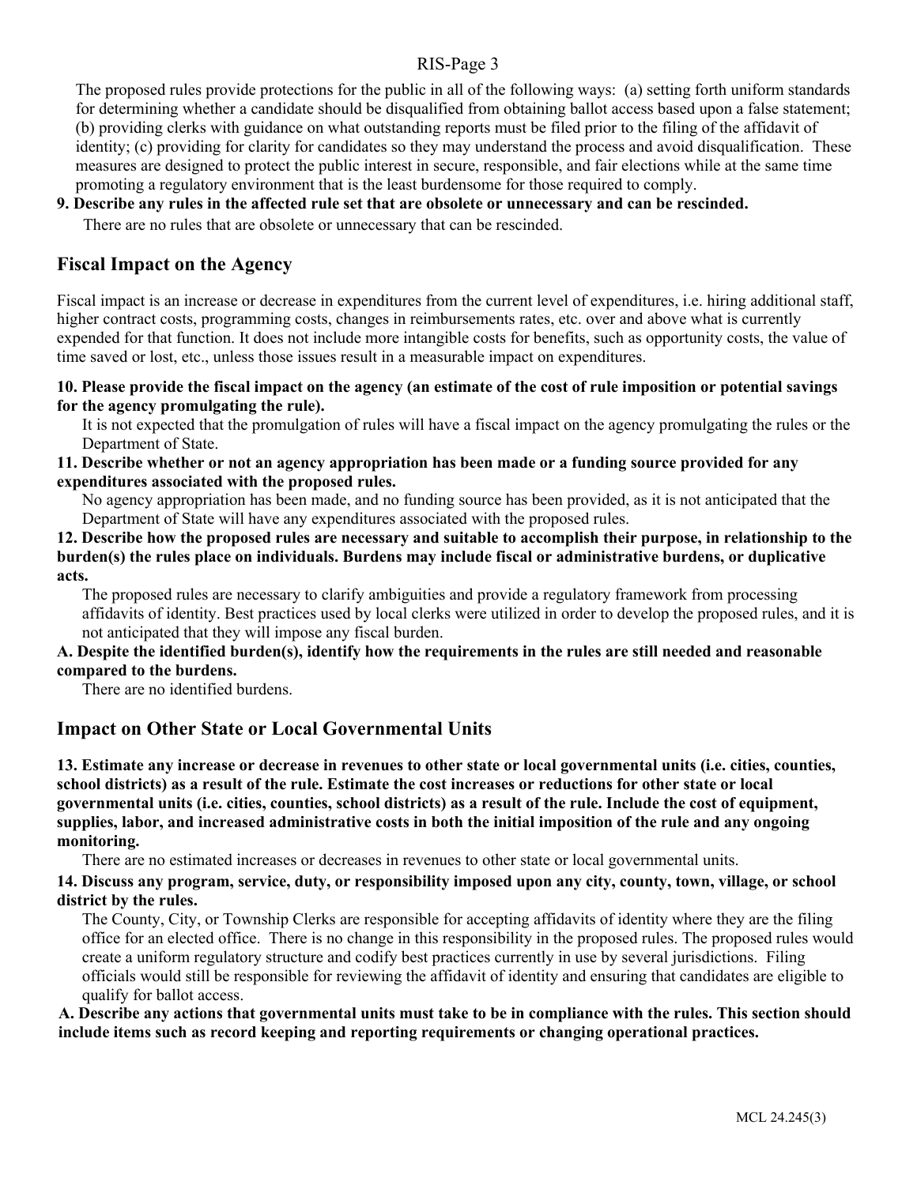The proposed rules provide protections for the public in all of the following ways: (a) setting forth uniform standards for determining whether a candidate should be disqualified from obtaining ballot access based upon a false statement; (b) providing clerks with guidance on what outstanding reports must be filed prior to the filing of the affidavit of identity; (c) providing for clarity for candidates so they may understand the process and avoid disqualification. These measures are designed to protect the public interest in secure, responsible, and fair elections while at the same time promoting a regulatory environment that is the least burdensome for those required to comply.

**9. Describe any rules in the affected rule set that are obsolete or unnecessary and can be rescinded.**

There are no rules that are obsolete or unnecessary that can be rescinded.

## Fiscal Impact on the Agency

Fiscal impact is an increase or decrease in expenditures from the current level of expenditures, i.e. hiring additional staff, higher contract costs, programming costs, changes in reimbursements rates, etc. over and above what is currently expended for that function. It does not include more intangible costs for benefits, such as opportunity costs, the value of time saved or lost, etc., unless those issues result in a measurable impact on expenditures.

**10. Please provide the fiscal impact on the agency (an estimate of the cost of rule imposition or potential savings for the agency promulgating the rule).**

It is not expected that the promulgation of rules will have a fiscal impact on the agency promulgating the rules or the Department of State.

**11. Describe whether or not an agency appropriation has been made or a funding source provided for any expenditures associated with the proposed rules.**

No agency appropriation has been made, and no funding source has been provided, as it is not anticipated that the Department of State will have any expenditures associated with the proposed rules.

**12. Describe how the proposed rules are necessary and suitable to accomplish their purpose, in relationship to the burden(s) the rules place on individuals. Burdens may include fiscal or administrative burdens, or duplicative acts.**

The proposed rules are necessary to clarify ambiguities and provide a regulatory framework from processing affidavits of identity. Best practices used by local clerks were utilized in order to develop the proposed rules, and it is not anticipated that they will impose any fiscal burden.

**A. Despite the identified burden(s), identify how the requirements in the rules are still needed and reasonable compared to the burdens.**

There are no identified burdens.

## Impact on Other State or Local Governmental Units

**13. Estimate any increase or decrease in revenues to other state or local governmental units (i.e. cities, counties, school districts) as a result of the rule. Estimate the cost increases or reductions for other state or local governmental units (i.e. cities, counties, school districts) as a result of the rule. Include the cost of equipment, supplies, labor, and increased administrative costs in both the initial imposition of the rule and any ongoing monitoring.**

There are no estimated increases or decreases in revenues to other state or local governmental units.

**14. Discuss any program, service, duty, or responsibility imposed upon any city, county, town, village, or school district by the rules.**

The County, City, or Township Clerks are responsible for accepting affidavits of identity where they are the filing office for an elected office. There is no change in this responsibility in the proposed rules. The proposed rules would create a uniform regulatory structure and codify best practices currently in use by several jurisdictions. Filing officials would still be responsible for reviewing the affidavit of identity and ensuring that candidates are eligible to qualify for ballot access.

**A. Describe any actions that governmental units must take to be in compliance with the rules. This section should include items such as record keeping and reporting requirements or changing operational practices.**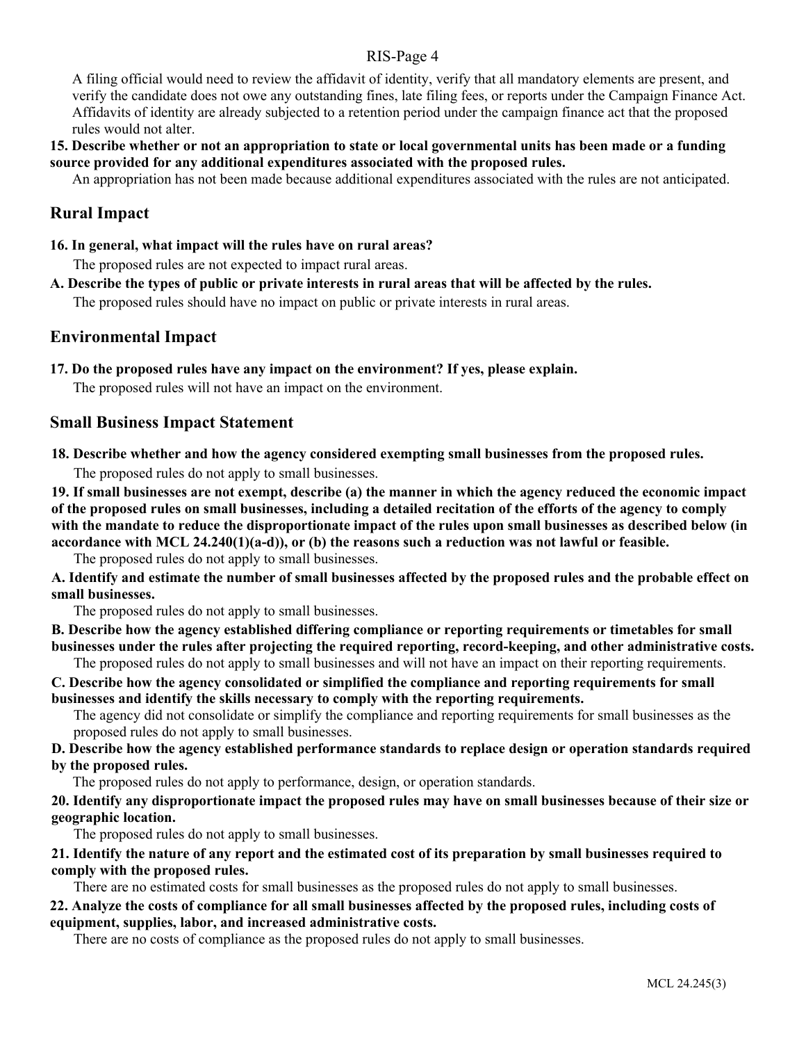A filing official would need to review the affidavit of identity, verify that all mandatory elements are present, and verify the candidate does not owe any outstanding fines, late filing fees, or reports under the Campaign Finance Act. Affidavits of identity are already subjected to a retention period under the campaign finance act that the proposed rules would not alter.

**15. Describe whether or not an appropriation to state or local governmental units has been made or a funding source provided for any additional expenditures associated with the proposed rules.**

An appropriation has not been made because additional expenditures associated with the rules are not anticipated.

## Rural Impact

**16. In general, what impact will the rules have on rural areas?**

The proposed rules are not expected to impact rural areas.

**A. Describe the types of public or private interests in rural areas that will be affected by the rules.**

The proposed rules should have no impact on public or private interests in rural areas.

## Environmental Impact

**17. Do the proposed rules have any impact on the environment? If yes, please explain.**

The proposed rules will not have an impact on the environment.

## Small Business Impact Statement

**18. Describe whether and how the agency considered exempting small businesses from the proposed rules.**

The proposed rules do not apply to small businesses.

**19. If small businesses are not exempt, describe (a) the manner in which the agency reduced the economic impact of the proposed rules on small businesses, including a detailed recitation of the efforts of the agency to comply with the mandate to reduce the disproportionate impact of the rules upon small businesses as described below (in accordance with MCL 24.240(1)(a-d)), or (b) the reasons such a reduction was not lawful or feasible.**

The proposed rules do not apply to small businesses.

**A. Identify and estimate the number of small businesses affected by the proposed rules and the probable effect on small businesses.**

The proposed rules do not apply to small businesses.

**B. Describe how the agency established differing compliance or reporting requirements or timetables for small businesses under the rules after projecting the required reporting, record-keeping, and other administrative costs.**

The proposed rules do not apply to small businesses and will not have an impact on their reporting requirements.

**C. Describe how the agency consolidated or simplified the compliance and reporting requirements for small businesses and identify the skills necessary to comply with the reporting requirements.**

The agency did not consolidate or simplify the compliance and reporting requirements for small businesses as the proposed rules do not apply to small businesses.

**D. Describe how the agency established performance standards to replace design or operation standards required by the proposed rules.**

The proposed rules do not apply to performance, design, or operation standards.

**20. Identify any disproportionate impact the proposed rules may have on small businesses because of their size or geographic location.**

The proposed rules do not apply to small businesses.

**21. Identify the nature of any report and the estimated cost of its preparation by small businesses required to comply with the proposed rules.**

There are no estimated costs for small businesses as the proposed rules do not apply to small businesses.

**22. Analyze the costs of compliance for all small businesses affected by the proposed rules, including costs of equipment, supplies, labor, and increased administrative costs.**

There are no costs of compliance as the proposed rules do not apply to small businesses.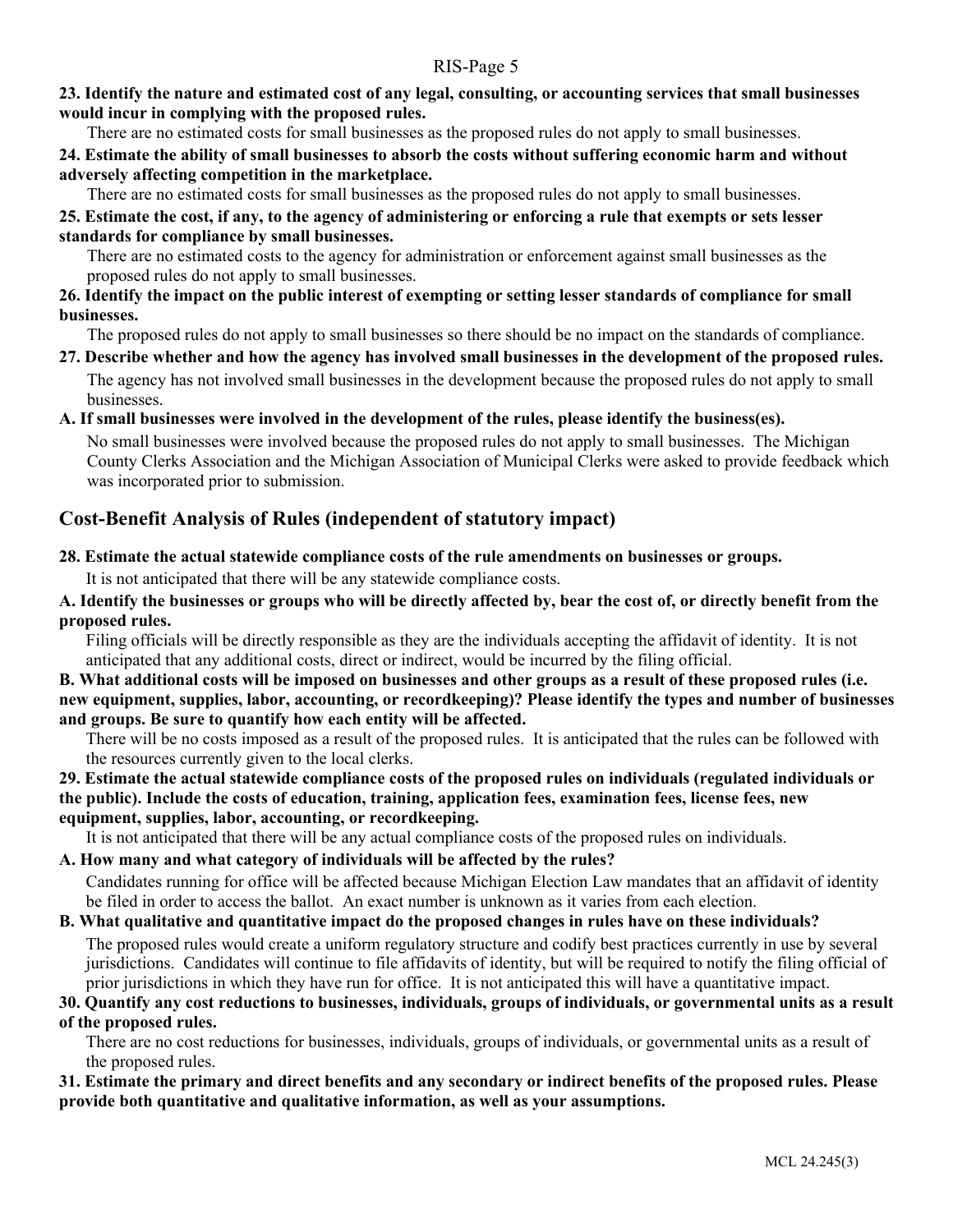**23. Identify the nature and estimated cost of any legal, consulting, or accounting services that small businesses would incur in complying with the proposed rules.**

There are no estimated costs for small businesses as the proposed rules do not apply to small businesses.

**24. Estimate the ability of small businesses to absorb the costs without suffering economic harm and without adversely affecting competition in the marketplace.**

There are no estimated costs for small businesses as the proposed rules do not apply to small businesses.

**25. Estimate the cost, if any, to the agency of administering or enforcing a rule that exempts or sets lesser standards for compliance by small businesses.**

There are no estimated costs to the agency for administration or enforcement against small businesses as the proposed rules do not apply to small businesses.

**26. Identify the impact on the public interest of exempting or setting lesser standards of compliance for small businesses.**

The proposed rules do not apply to small businesses so there should be no impact on the standards of compliance.

**27. Describe whether and how the agency has involved small businesses in the development of the proposed rules.**

The agency has not involved small businesses in the development because the proposed rules do not apply to small businesses.

**A. If small businesses were involved in the development of the rules, please identify the business(es).**

No small businesses were involved because the proposed rules do not apply to small businesses. The Michigan County Clerks Association and the Michigan Association of Municipal Clerks were asked to provide feedback which was incorporated prior to submission.

## Cost-Benefit Analysis of Rules (independent of statutory impact)

**28. Estimate the actual statewide compliance costs of the rule amendments on businesses or groups.**

It is not anticipated that there will be any statewide compliance costs.

**A. Identify the businesses or groups who will be directly affected by, bear the cost of, or directly benefit from the proposed rules.**

Filing officials will be directly responsible as they are the individuals accepting the affidavit of identity. It is not anticipated that any additional costs, direct or indirect, would be incurred by the filing official.

**B. What additional costs will be imposed on businesses and other groups as a result of these proposed rules (i.e. new equipment, supplies, labor, accounting, or recordkeeping)? Please identify the types and number of businesses and groups. Be sure to quantify how each entity will be affected.**

There will be no costs imposed as a result of the proposed rules. It is anticipated that the rules can be followed with the resources currently given to the local clerks.

**29. Estimate the actual statewide compliance costs of the proposed rules on individuals (regulated individuals or the public). Include the costs of education, training, application fees, examination fees, license fees, new equipment, supplies, labor, accounting, or recordkeeping.**

It is not anticipated that there will be any actual compliance costs of the proposed rules on individuals.

**A. How many and what category of individuals will be affected by the rules?**

Candidates running for office will be affected because Michigan Election Law mandates that an affidavit of identity be filed in order to access the ballot. An exact number is unknown as it varies from each election.

**B. What qualitative and quantitative impact do the proposed changes in rules have on these individuals?**

The proposed rules would create a uniform regulatory structure and codify best practices currently in use by several jurisdictions. Candidates will continue to file affidavits of identity, but will be required to notify the filing official of prior jurisdictions in which they have run for office. It is not anticipated this will have a quantitative impact.

**30. Quantify any cost reductions to businesses, individuals, groups of individuals, or governmental units as a result of the proposed rules.**

There are no cost reductions for businesses, individuals, groups of individuals, or governmental units as a result of the proposed rules.

**31. Estimate the primary and direct benefits and any secondary or indirect benefits of the proposed rules. Please provide both quantitative and qualitative information, as well as your assumptions.**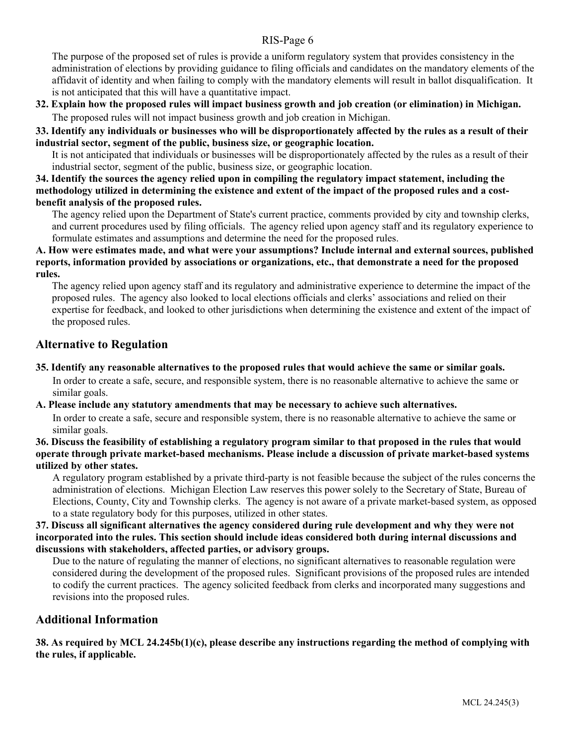The purpose of the proposed set of rules is provide a uniform regulatory system that provides consistency in the administration of elections by providing guidance to filing officials and candidates on the mandatory elements of the affidavit of identity and when failing to comply with the mandatory elements will result in ballot disqualification. It is not anticipated that this will have a quantitative impact.

**32. Explain how the proposed rules will impact business growth and job creation (or elimination) in Michigan.**

The proposed rules will not impact business growth and job creation in Michigan.

**33. Identify any individuals or businesses who will be disproportionately affected by the rules as a result of their industrial sector, segment of the public, business size, or geographic location.**

It is not anticipated that individuals or businesses will be disproportionately affected by the rules as a result of their industrial sector, segment of the public, business size, or geographic location.

**34. Identify the sources the agency relied upon in compiling the regulatory impact statement, including the methodology utilized in determining the existence and extent of the impact of the proposed rules and a cost-benefit analysis of the proposed rules.**

The agency relied upon the Department of State's current practice, comments provided by city and township clerks, and current procedures used by filing officials. The agency relied upon agency staff and its regulatory experience to formulate estimates and assumptions and determine the need for the proposed rules.

**A. How were estimates made, and what were your assumptions? Include internal and external sources, published reports, information provided by associations or organizations, etc., that demonstrate a need for the proposed rules.**

The agency relied upon agency staff and its regulatory and administrative experience to determine the impact of the proposed rules. The agency also looked to local elections officials and clerks' associations and relied on their expertise for feedback, and looked to other jurisdictions when determining the existence and extent of the impact of the proposed rules.

## Alternative to Regulation

**35. Identify any reasonable alternatives to the proposed rules that would achieve the same or similar goals.**

In order to create a safe, secure, and responsible system, there is no reasonable alternative to achieve the same or similar goals.

**A. Please include any statutory amendments that may be necessary to achieve such alternatives.**

In order to create a safe, secure and responsible system, there is no reasonable alternative to achieve the same or similar goals.

**36. Discuss the feasibility of establishing a regulatory program similar to that proposed in the rules that would operate through private market-based mechanisms. Please include a discussion of private market-based systems utilized by other states.**

A regulatory program established by a private third-party is not feasible because the subject of the rules concerns the administration of elections. Michigan Election Law reserves this power solely to the Secretary of State, Bureau of Elections, County, City and Township clerks. The agency is not aware of a private market-based system, as opposed to a state regulatory body for this purposes, utilized in other states.

**37. Discuss all significant alternatives the agency considered during rule development and why they were not incorporated into the rules. This section should include ideas considered both during internal discussions and discussions with stakeholders, affected parties, or advisory groups.**

Due to the nature of regulating the manner of elections, no significant alternatives to reasonable regulation were considered during the development of the proposed rules. Significant provisions of the proposed rules are intended to codify the current practices. The agency solicited feedback from clerks and incorporated many suggestions and revisions into the proposed rules.

## Additional Information

**38. As required by MCL 24.245b(1)(c), please describe any instructions regarding the method of complying with the rules, if applicable.**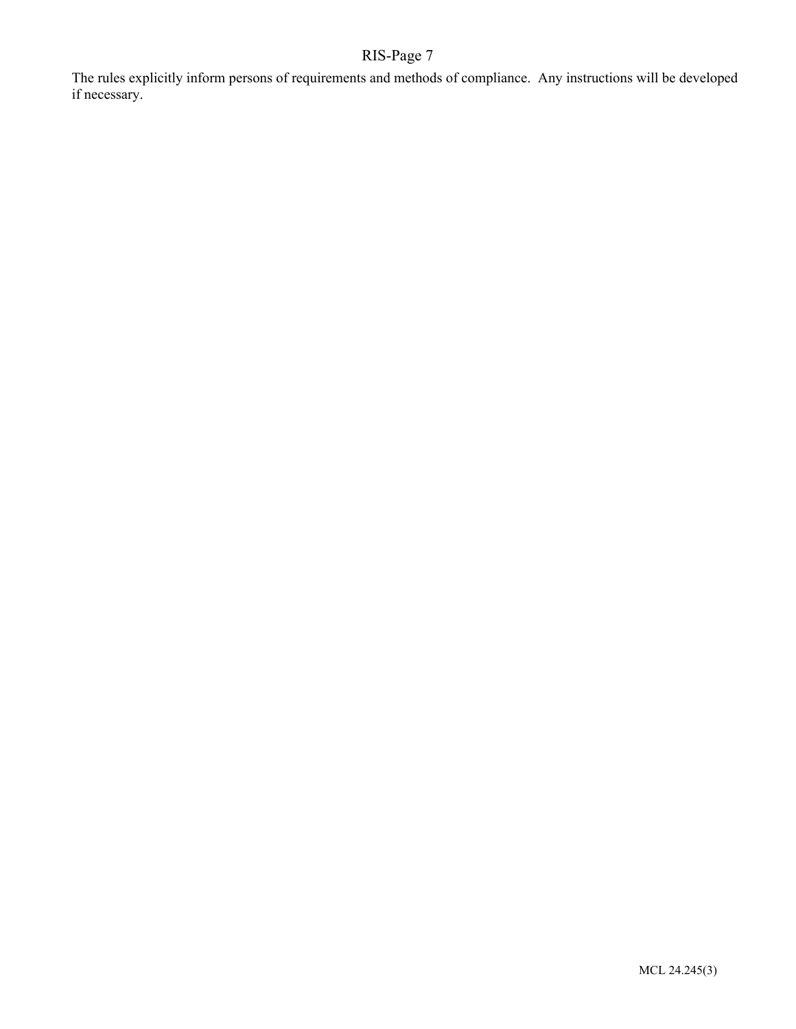The rules explicitly inform persons of requirements and methods of compliance. Any instructions will be developed if necessary.